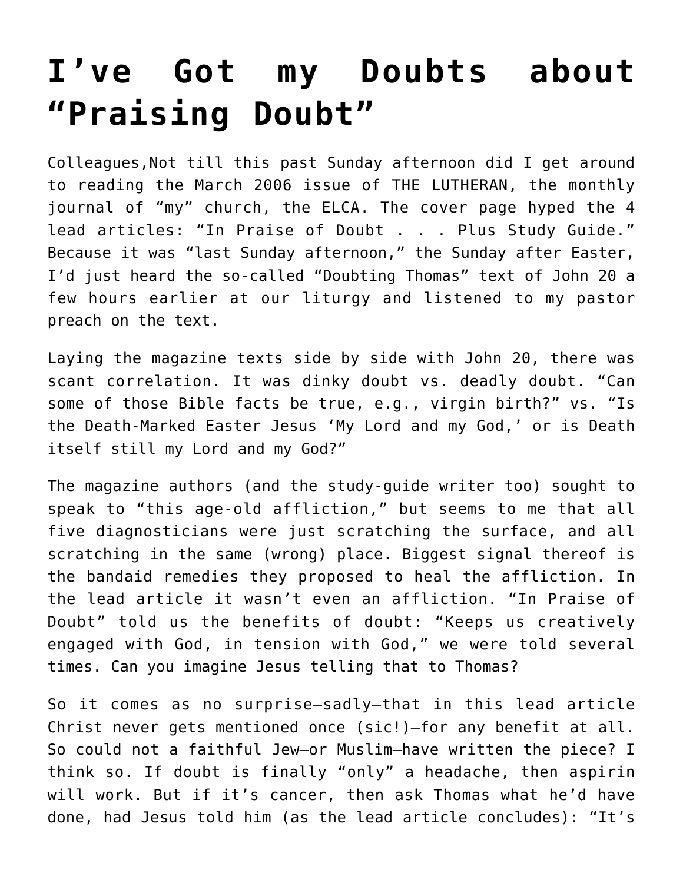# I've Got my Doubts about "Praising Doubt"

Colleagues,Not till this past Sunday afternoon did I get around to reading the March 2006 issue of THE LUTHERAN, the monthly journal of "my" church, the ELCA. The cover page hyped the 4 lead articles: "In Praise of Doubt . . . Plus Study Guide." Because it was "last Sunday afternoon," the Sunday after Easter, I'd just heard the so-called "Doubting Thomas" text of John 20 a few hours earlier at our liturgy and listened to my pastor preach on the text.

Laying the magazine texts side by side with John 20, there was scant correlation. It was dinky doubt vs. deadly doubt. "Can some of those Bible facts be true, e.g., virgin birth?" vs. "Is the Death-Marked Easter Jesus 'My Lord and my God,' or is Death itself still my Lord and my God?"

The magazine authors (and the study-guide writer too) sought to speak to "this age-old affliction," but seems to me that all five diagnosticians were just scratching the surface, and all scratching in the same (wrong) place. Biggest signal thereof is the bandaid remedies they proposed to heal the affliction. In the lead article it wasn't even an affliction. "In Praise of Doubt" told us the benefits of doubt: "Keeps us creatively engaged with God, in tension with God," we were told several times. Can you imagine Jesus telling that to Thomas?

So it comes as no surprise—sadly—that in this lead article Christ never gets mentioned once (sic!)—for any benefit at all. So could not a faithful Jew—or Muslim—have written the piece? I think so. If doubt is finally "only" a headache, then aspirin will work. But if it's cancer, then ask Thomas what he'd have done, had Jesus told him (as the lead article concludes): "It's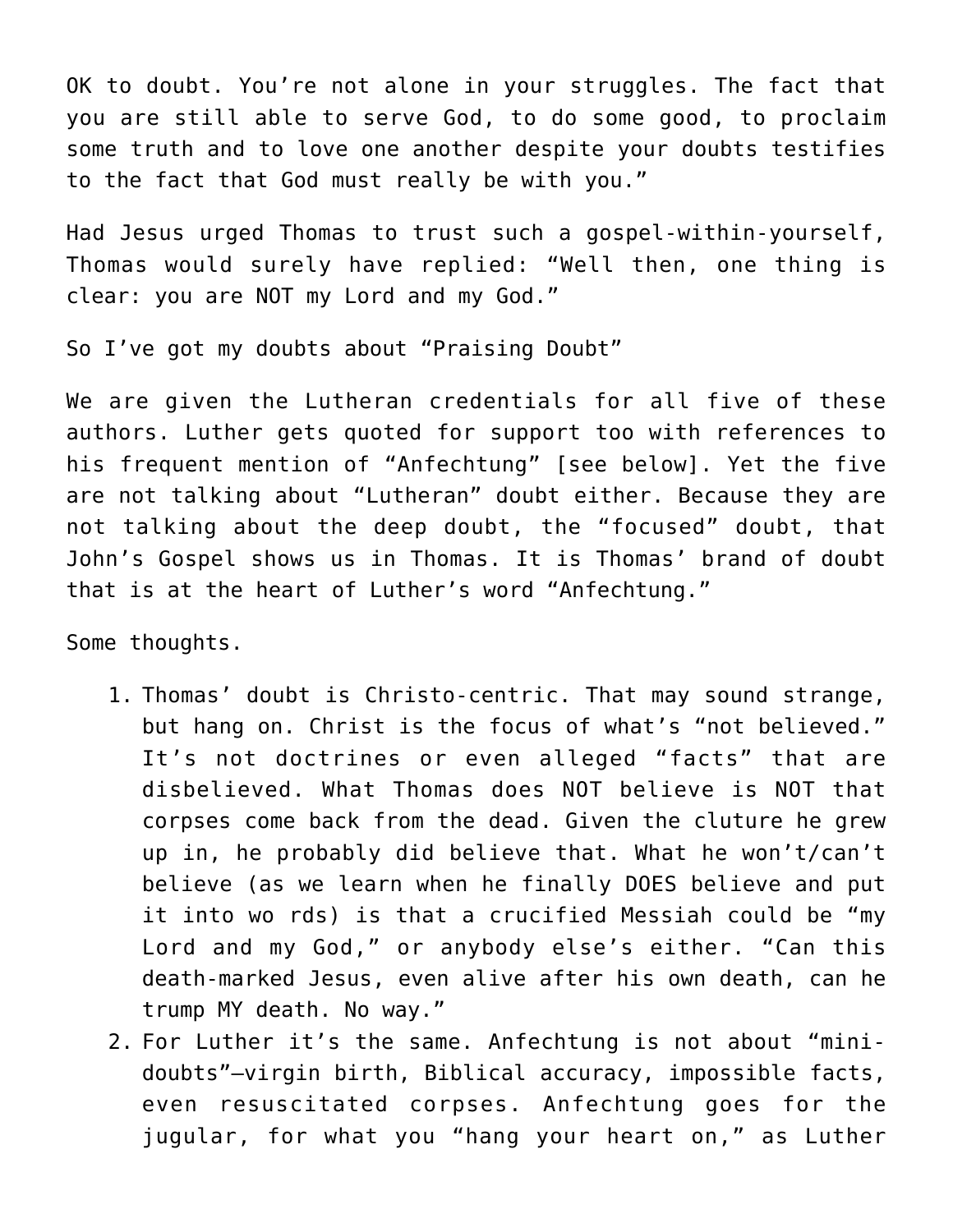OK to doubt. You're not alone in your struggles. The fact that you are still able to serve God, to do some good, to proclaim some truth and to love one another despite your doubts testifies to the fact that God must really be with you."

Had Jesus urged Thomas to trust such a gospel-within-yourself, Thomas would surely have replied: "Well then, one thing is clear: you are NOT my Lord and my God."

So I've got my doubts about "Praising Doubt"

We are given the Lutheran credentials for all five of these authors. Luther gets quoted for support too with references to his frequent mention of "Anfechtung" [see below]. Yet the five are not talking about "Lutheran" doubt either. Because they are not talking about the deep doubt, the "focused" doubt, that John's Gospel shows us in Thomas. It is Thomas' brand of doubt that is at the heart of Luther's word "Anfechtung."

Some thoughts.

1. Thomas' doubt is Christo-centric. That may sound strange, but hang on. Christ is the focus of what's "not believed." It's not doctrines or even alleged "facts" that are disbelieved. What Thomas does NOT believe is NOT that corpses come back from the dead. Given the cluture he grew up in, he probably did believe that. What he won't/can't believe (as we learn when he finally DOES believe and put it into wo rds) is that a crucified Messiah could be "my Lord and my God," or anybody else's either. "Can this death-marked Jesus, even alive after his own death, can he trump MY death. No way."
2. For Luther it's the same. Anfechtung is not about "mini-doubts"—virgin birth, Biblical accuracy, impossible facts, even resuscitated corpses. Anfechtung goes for the jugular, for what you "hang your heart on," as Luther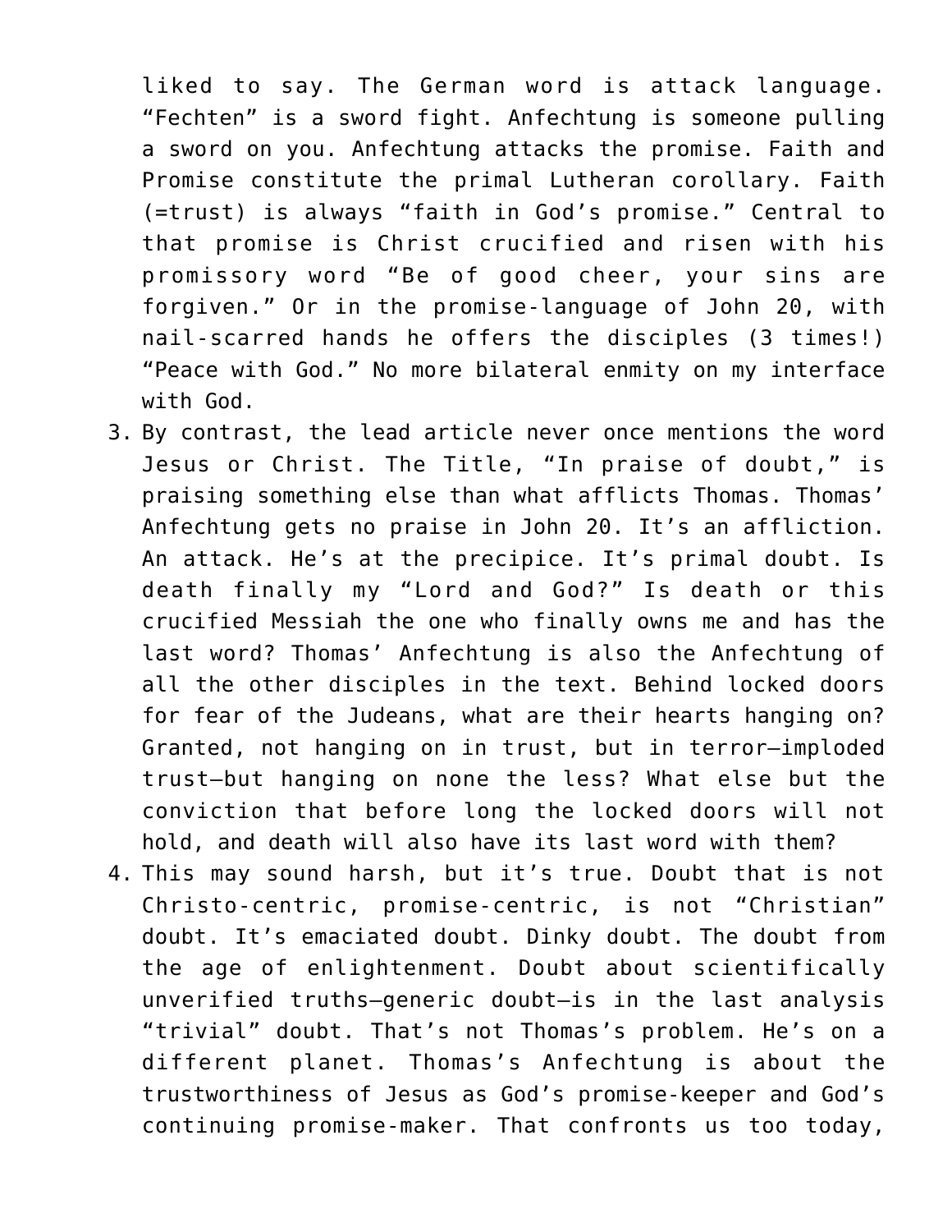liked to say. The German word is attack language. “Fechten” is a sword fight. Anfechtung is someone pulling a sword on you. Anfechtung attacks the promise. Faith and Promise constitute the primal Lutheran corollary. Faith (=trust) is always “faith in God’s promise.” Central to that promise is Christ crucified and risen with his promissory word “Be of good cheer, your sins are forgiven.” Or in the promise-language of John 20, with nail-scarred hands he offers the disciples (3 times!) “Peace with God.” No more bilateral enmity on my interface with God.

3. By contrast, the lead article never once mentions the word Jesus or Christ. The Title, “In praise of doubt,” is praising something else than what afflicts Thomas. Thomas’ Anfechtung gets no praise in John 20. It’s an affliction. An attack. He’s at the precipice. It’s primal doubt. Is death finally my “Lord and God?” Is death or this crucified Messiah the one who finally owns me and has the last word? Thomas’ Anfechtung is also the Anfechtung of all the other disciples in the text. Behind locked doors for fear of the Judeans, what are their hearts hanging on? Granted, not hanging on in trust, but in terror—imploded trust—but hanging on none the less? What else but the conviction that before long the locked doors will not hold, and death will also have its last word with them?
4. This may sound harsh, but it’s true. Doubt that is not Christo-centric, promise-centric, is not “Christian” doubt. It’s emaciated doubt. Dinky doubt. The doubt from the age of enlightenment. Doubt about scientifically unverified truths—generic doubt—is in the last analysis “trivial” doubt. That’s not Thomas’s problem. He’s on a different planet. Thomas’s Anfechtung is about the trustworthiness of Jesus as God’s promise-keeper and God’s continuing promise-maker. That confronts us too today,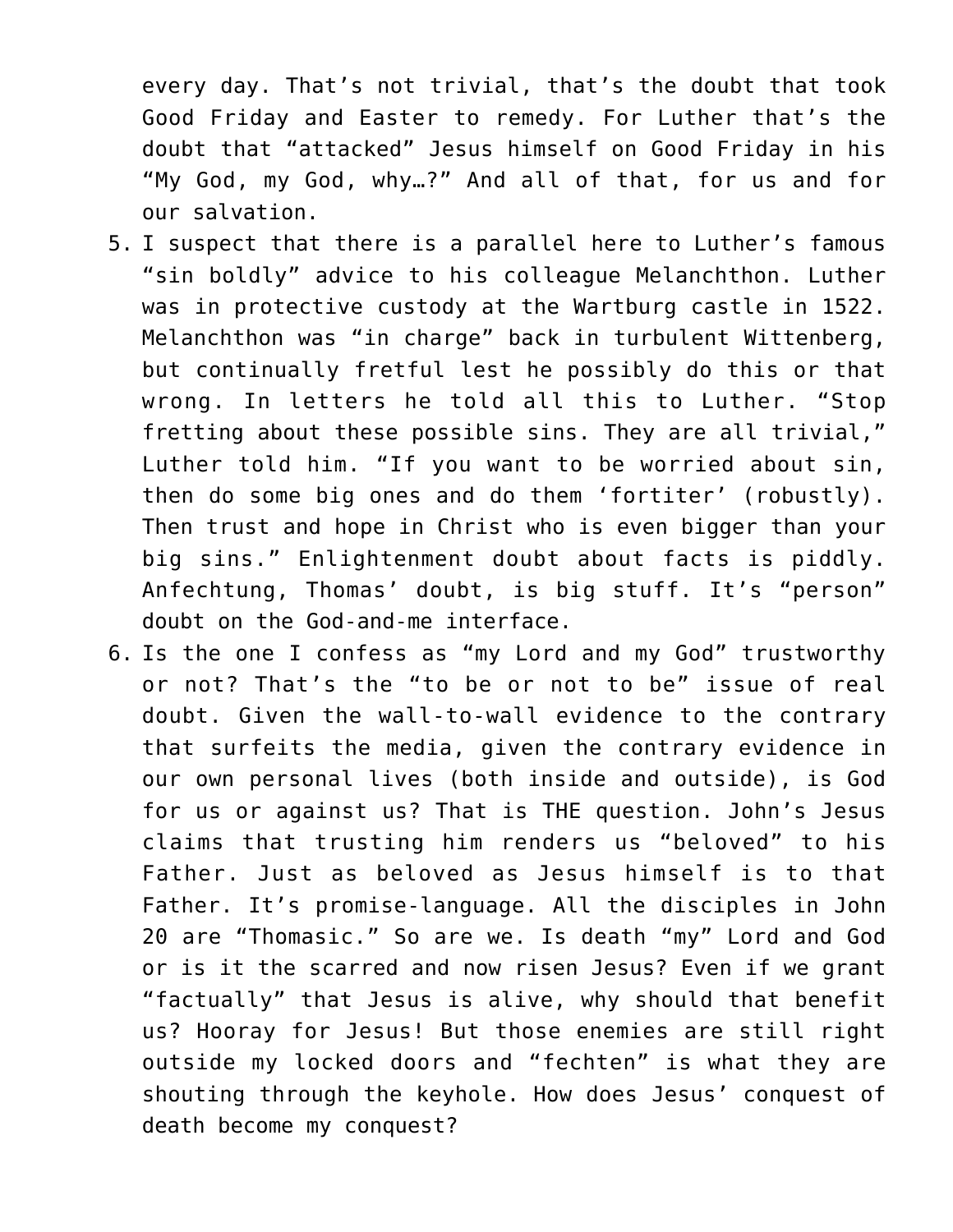every day. That's not trivial, that's the doubt that took Good Friday and Easter to remedy. For Luther that's the doubt that "attacked" Jesus himself on Good Friday in his "My God, my God, why…?" And all of that, for us and for our salvation.

5. I suspect that there is a parallel here to Luther's famous "sin boldly" advice to his colleague Melanchthon. Luther was in protective custody at the Wartburg castle in 1522. Melanchthon was "in charge" back in turbulent Wittenberg, but continually fretful lest he possibly do this or that wrong. In letters he told all this to Luther. "Stop fretting about these possible sins. They are all trivial," Luther told him. "If you want to be worried about sin, then do some big ones and do them 'fortiter' (robustly). Then trust and hope in Christ who is even bigger than your big sins." Enlightenment doubt about facts is piddly. Anfechtung, Thomas' doubt, is big stuff. It's "person" doubt on the God-and-me interface.
6. Is the one I confess as "my Lord and my God" trustworthy or not? That's the "to be or not to be" issue of real doubt. Given the wall-to-wall evidence to the contrary that surfeits the media, given the contrary evidence in our own personal lives (both inside and outside), is God for us or against us? That is THE question. John's Jesus claims that trusting him renders us "beloved" to his Father. Just as beloved as Jesus himself is to that Father. It's promise-language. All the disciples in John 20 are "Thomasic." So are we. Is death "my" Lord and God or is it the scarred and now risen Jesus? Even if we grant "factually" that Jesus is alive, why should that benefit us? Hooray for Jesus! But those enemies are still right outside my locked doors and "fechten" is what they are shouting through the keyhole. How does Jesus' conquest of death become my conquest?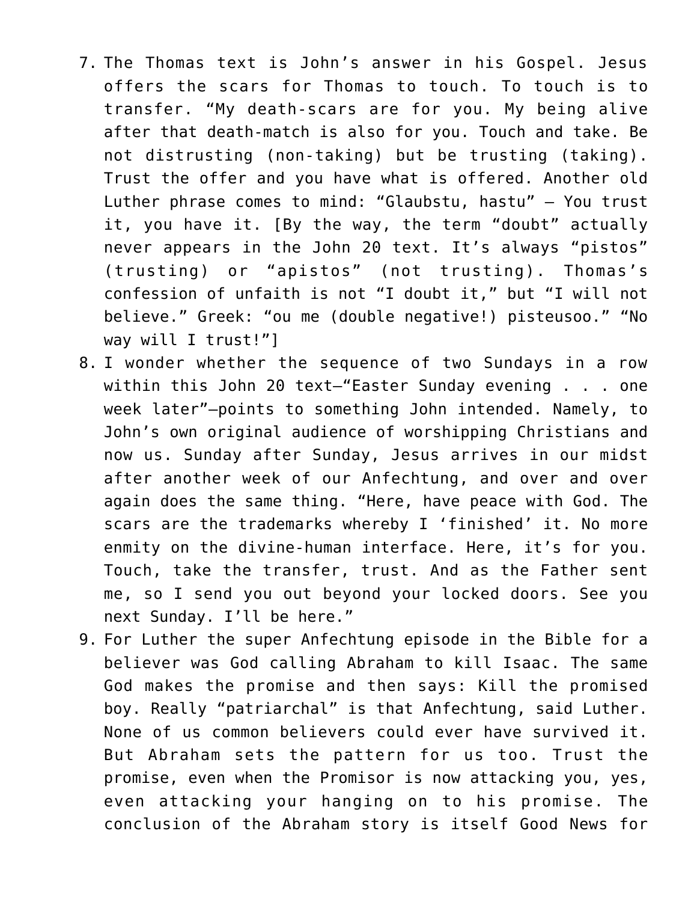7. The Thomas text is John's answer in his Gospel. Jesus offers the scars for Thomas to touch. To touch is to transfer. "My death-scars are for you. My being alive after that death-match is also for you. Touch and take. Be not distrusting (non-taking) but be trusting (taking). Trust the offer and you have what is offered. Another old Luther phrase comes to mind: "Glaubstu, hastu" – You trust it, you have it. [By the way, the term "doubt" actually never appears in the John 20 text. It's always "pistos" (trusting) or "apistos" (not trusting). Thomas's confession of unfaith is not "I doubt it," but "I will not believe." Greek: "ou me (double negative!) pisteusoo." "No way will I trust!"]
8. I wonder whether the sequence of two Sundays in a row within this John 20 text—"Easter Sunday evening . . . one week later"—points to something John intended. Namely, to John's own original audience of worshipping Christians and now us. Sunday after Sunday, Jesus arrives in our midst after another week of our Anfechtung, and over and over again does the same thing. "Here, have peace with God. The scars are the trademarks whereby I 'finished' it. No more enmity on the divine-human interface. Here, it's for you. Touch, take the transfer, trust. And as the Father sent me, so I send you out beyond your locked doors. See you next Sunday. I'll be here."
9. For Luther the super Anfechtung episode in the Bible for a believer was God calling Abraham to kill Isaac. The same God makes the promise and then says: Kill the promised boy. Really "patriarchal" is that Anfechtung, said Luther. None of us common believers could ever have survived it. But Abraham sets the pattern for us too. Trust the promise, even when the Promisor is now attacking you, yes, even attacking your hanging on to his promise. The conclusion of the Abraham story is itself Good News for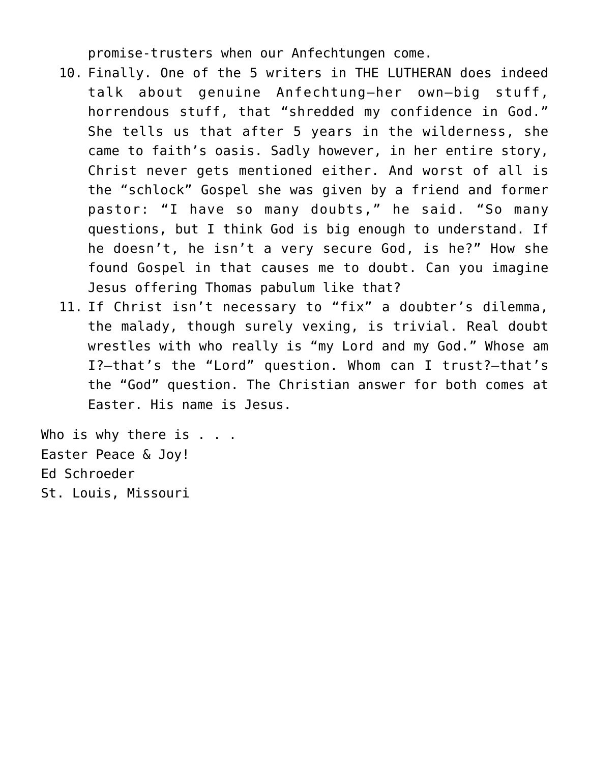promise-trusters when our Anfechtungen come.

10. Finally. One of the 5 writers in THE LUTHERAN does indeed talk about genuine Anfechtung—her own—big stuff, horrendous stuff, that "shredded my confidence in God." She tells us that after 5 years in the wilderness, she came to faith's oasis. Sadly however, in her entire story, Christ never gets mentioned either. And worst of all is the "schlock" Gospel she was given by a friend and former pastor: "I have so many doubts," he said. "So many questions, but I think God is big enough to understand. If he doesn't, he isn't a very secure God, is he?" How she found Gospel in that causes me to doubt. Can you imagine Jesus offering Thomas pabulum like that?
11. If Christ isn't necessary to "fix" a doubter's dilemma, the malady, though surely vexing, is trivial. Real doubt wrestles with who really is "my Lord and my God." Whose am I?—that's the "Lord" question. Whom can I trust?—that's the "God" question. The Christian answer for both comes at Easter. His name is Jesus.

Who is why there is . . .
Easter Peace & Joy!
Ed Schroeder
St. Louis, Missouri